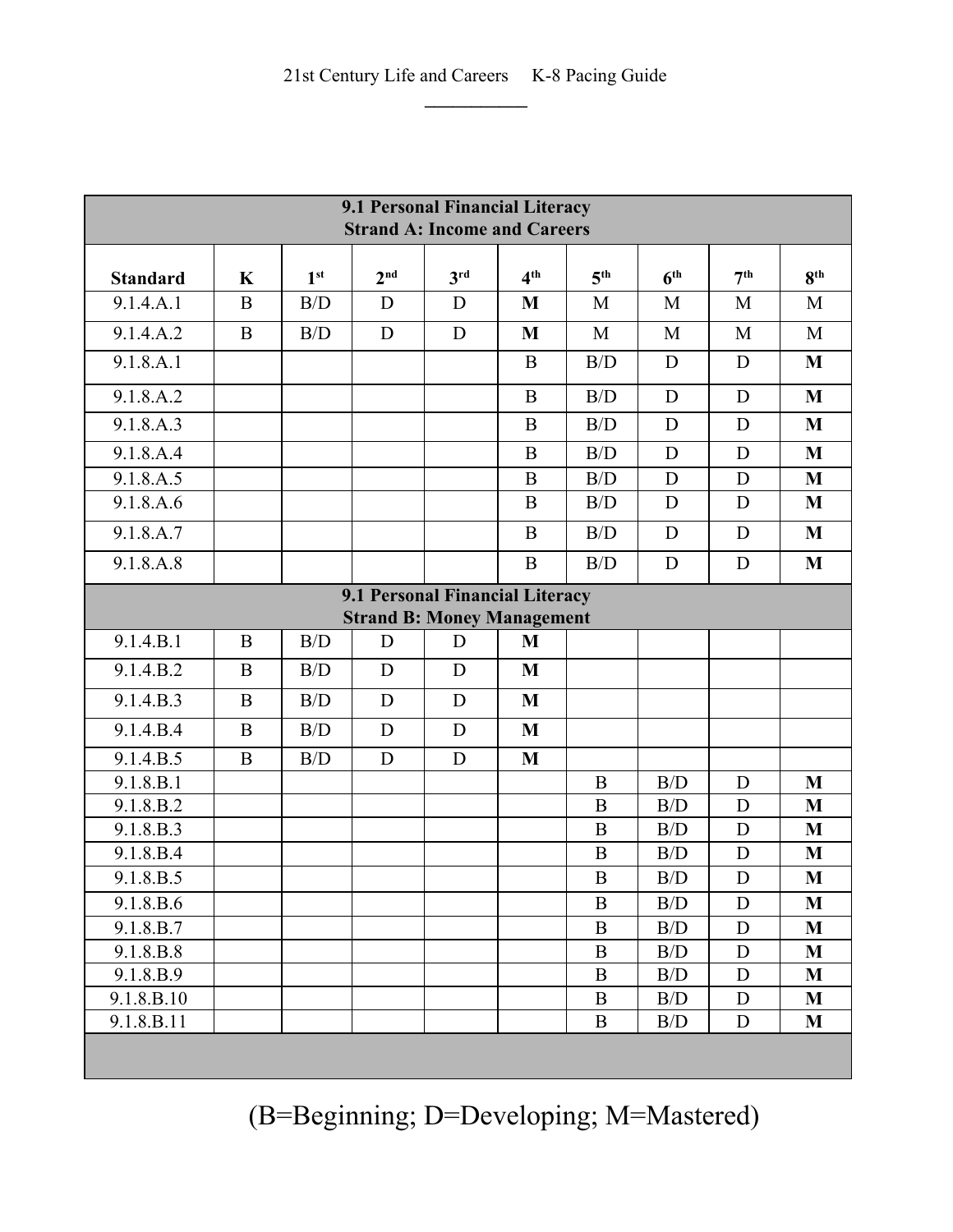| Standard | K | 1st | 2nd | 3rd | 4th | 5th | 6th | 7th | 8th |
|---|---|---|---|---|---|---|---|---|---|
| **9.1 Personal Financial Literacy Strand A: Income and Careers** | | | | | | | | | |
| 9.1.4.A.1 | B | B/D | D | D | **M** | M | M | M | M |
| 9.1.4.A.2 | B | B/D | D | D | **M** | M | M | M | M |
| 9.1.8.A.1 | | | | | B | B/D | D | D | **M** |
| 9.1.8.A.2 | | | | | B | B/D | D | D | **M** |
| 9.1.8.A.3 | | | | | B | B/D | D | D | **M** |
| 9.1.8.A.4 | | | | | B | B/D | D | D | **M** |
| 9.1.8.A.5 | | | | | B | B/D | D | D | **M** |
| 9.1.8.A.6 | | | | | B | B/D | D | D | **M** |
| 9.1.8.A.7 | | | | | B | B/D | D | D | **M** |
| 9.1.8.A.8 | | | | | B | B/D | D | D | **M** |
| **9.1 Personal Financial Literacy Strand B: Money Management** | | | | | | | | | |
| 9.1.4.B.1 | B | B/D | D | D | **M** | | | | |
| 9.1.4.B.2 | B | B/D | D | D | **M** | | | | |
| 9.1.4.B.3 | B | B/D | D | D | **M** | | | | |
| 9.1.4.B.4 | B | B/D | D | D | **M** | | | | |
| 9.1.4.B.5 | B | B/D | D | D | **M** | | | | |
| 9.1.8.B.1 | | | | | | B | B/D | D | **M** |
| 9.1.8.B.2 | | | | | | B | B/D | D | **M** |
| 9.1.8.B.3 | | | | | | B | B/D | D | **M** |
| 9.1.8.B.4 | | | | | | B | B/D | D | **M** |
| 9.1.8.B.5 | | | | | | B | B/D | D | **M** |
| 9.1.8.B.6 | | | | | | B | B/D | D | **M** |
| 9.1.8.B.7 | | | | | | B | B/D | D | **M** |
| 9.1.8.B.8 | | | | | | B | B/D | D | **M** |
| 9.1.8.B.9 | | | | | | B | B/D | D | **M** |
| 9.1.8.B.10 | | | | | | B | B/D | D | **M** |
| 9.1.8.B.11 | | | | | | B | B/D | D | **M** |

(B=Beginning; D=Developing; M=Mastered)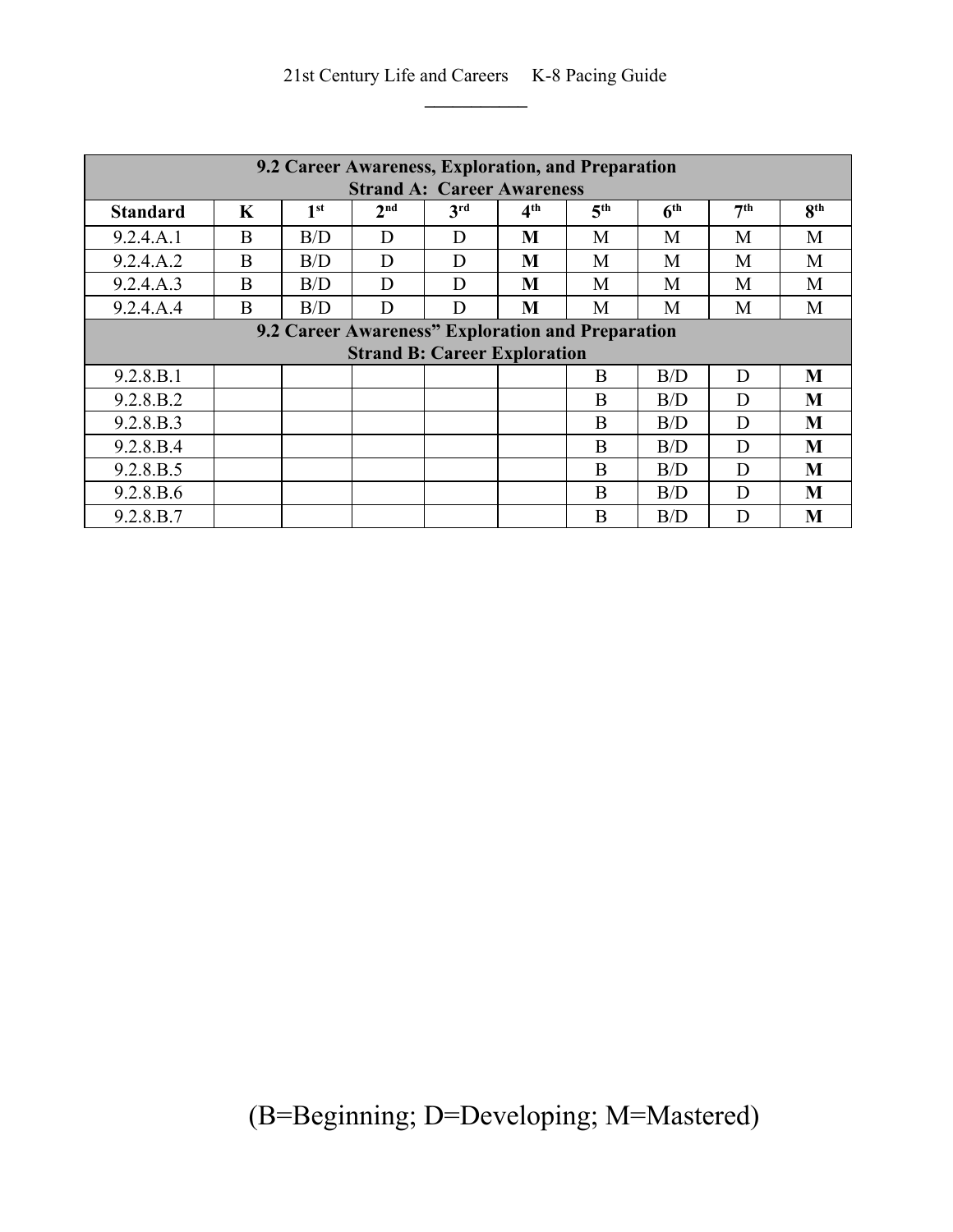| 9.2 Career Awareness, Exploration, and Preparation<br>Strand A: Career Awareness | | | | | | | | | |
|---|---|---|---|---|---|---|---|---|---|
| **Standard** | **K** | **1st** | **2nd** | **3rd** | **4th** | **5th** | **6th** | **7th** | **8th** |
| 9.2.4.A.1 | B | B/D | D | D | **M** | M | M | M | M |
| 9.2.4.A.2 | B | B/D | D | D | **M** | M | M | M | M |
| 9.2.4.A.3 | B | B/D | D | D | **M** | M | M | M | M |
| 9.2.4.A.4 | B | B/D | D | D | **M** | M | M | M | M |
| **9.2 Career Awareness" Exploration and Preparation<br>Strand B: Career Exploration** | | | | | | | | | |
| 9.2.8.B.1 | | | | | | B | B/D | D | **M** |
| 9.2.8.B.2 | | | | | | B | B/D | D | **M** |
| 9.2.8.B.3 | | | | | | B | B/D | D | **M** |
| 9.2.8.B.4 | | | | | | B | B/D | D | **M** |
| 9.2.8.B.5 | | | | | | B | B/D | D | **M** |
| 9.2.8.B.6 | | | | | | B | B/D | D | **M** |
| 9.2.8.B.7 | | | | | | B | B/D | D | **M** |

(B=Beginning; D=Developing; M=Mastered)